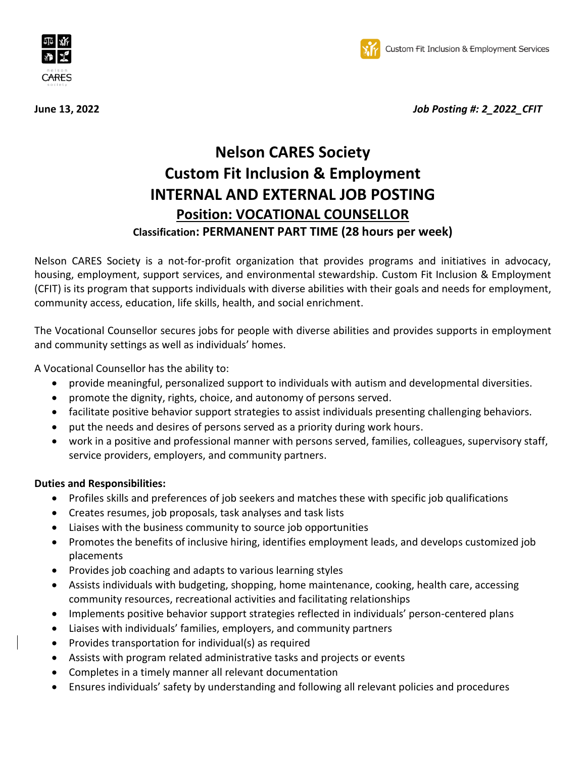June 13, 2022 *Job Posting #: 2_2022_CFIT*

# Nelson CARES Society
# Custom Fit Inclusion & Employment
# INTERNAL AND EXTERNAL JOB POSTING
## Position: VOCATIONAL COUNSELLOR
### Classification: PERMANENT PART TIME (28 hours per week)

Nelson CARES Society is a not-for-profit organization that provides programs and initiatives in advocacy, housing, employment, support services, and environmental stewardship. Custom Fit Inclusion & Employment (CFIT) is its program that supports individuals with diverse abilities with their goals and needs for employment, community access, education, life skills, health, and social enrichment.

The Vocational Counsellor secures jobs for people with diverse abilities and provides supports in employment and community settings as well as individuals' homes.

A Vocational Counsellor has the ability to:

- provide meaningful, personalized support to individuals with autism and developmental diversities.
- promote the dignity, rights, choice, and autonomy of persons served.
- facilitate positive behavior support strategies to assist individuals presenting challenging behaviors.
- put the needs and desires of persons served as a priority during work hours.
- work in a positive and professional manner with persons served, families, colleagues, supervisory staff, service providers, employers, and community partners.

**Duties and Responsibilities:**

- Profiles skills and preferences of job seekers and matches these with specific job qualifications
- Creates resumes, job proposals, task analyses and task lists
- Liaises with the business community to source job opportunities
- Promotes the benefits of inclusive hiring, identifies employment leads, and develops customized job placements
- Provides job coaching and adapts to various learning styles
- Assists individuals with budgeting, shopping, home maintenance, cooking, health care, accessing community resources, recreational activities and facilitating relationships
- Implements positive behavior support strategies reflected in individuals' person-centered plans
- Liaises with individuals' families, employers, and community partners
- Provides transportation for individual(s) as required
- Assists with program related administrative tasks and projects or events
- Completes in a timely manner all relevant documentation
- Ensures individuals' safety by understanding and following all relevant policies and procedures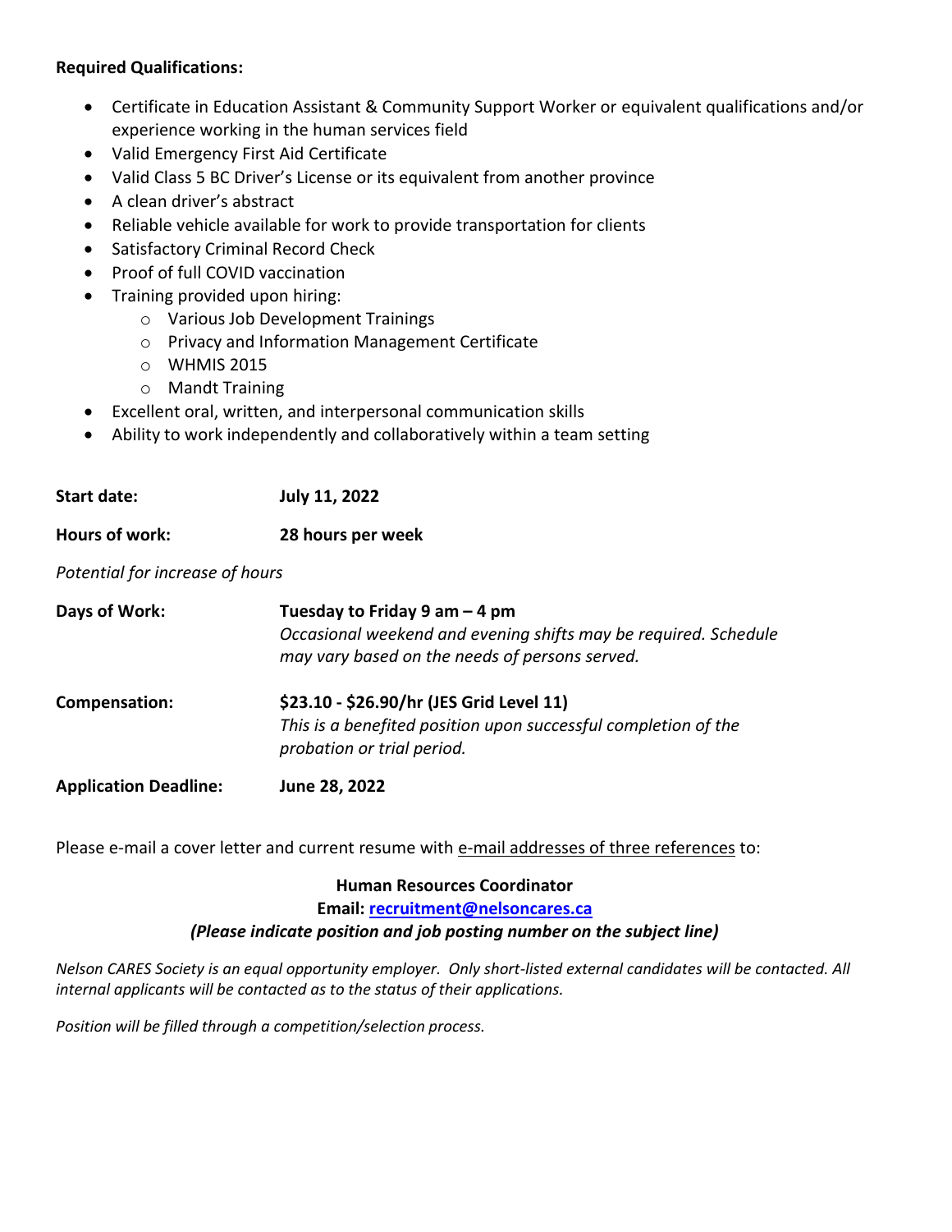**Required Qualifications:**

- Certificate in Education Assistant & Community Support Worker or equivalent qualifications and/or experience working in the human services field
- Valid Emergency First Aid Certificate
- Valid Class 5 BC Driver's License or its equivalent from another province
- A clean driver's abstract
- Reliable vehicle available for work to provide transportation for clients
- Satisfactory Criminal Record Check
- Proof of full COVID vaccination
- Training provided upon hiring:
  - Various Job Development Trainings
  - Privacy and Information Management Certificate
  - WHMIS 2015
  - Mandt Training
- Excellent oral, written, and interpersonal communication skills
- Ability to work independently and collaboratively within a team setting

**Start date:** **July 11, 2022**

**Hours of work:** **28 hours per week**

*Potential for increase of hours*

**Days of Work:** **Tuesday to Friday 9 am – 4 pm**
*Occasional weekend and evening shifts may be required. Schedule may vary based on the needs of persons served.*

**Compensation:** **$23.10 - $26.90/hr (JES Grid Level 11)**
*This is a benefited position upon successful completion of the probation or trial period.*

**Application Deadline:** **June 28, 2022**

Please e-mail a cover letter and current resume with e-mail addresses of three references to:

**Human Resources Coordinator**
**Email: recruitment@nelsoncares.ca**
***(Please indicate position and job posting number on the subject line)***

*Nelson CARES Society is an equal opportunity employer. Only short-listed external candidates will be contacted. All internal applicants will be contacted as to the status of their applications.*

*Position will be filled through a competition/selection process.*